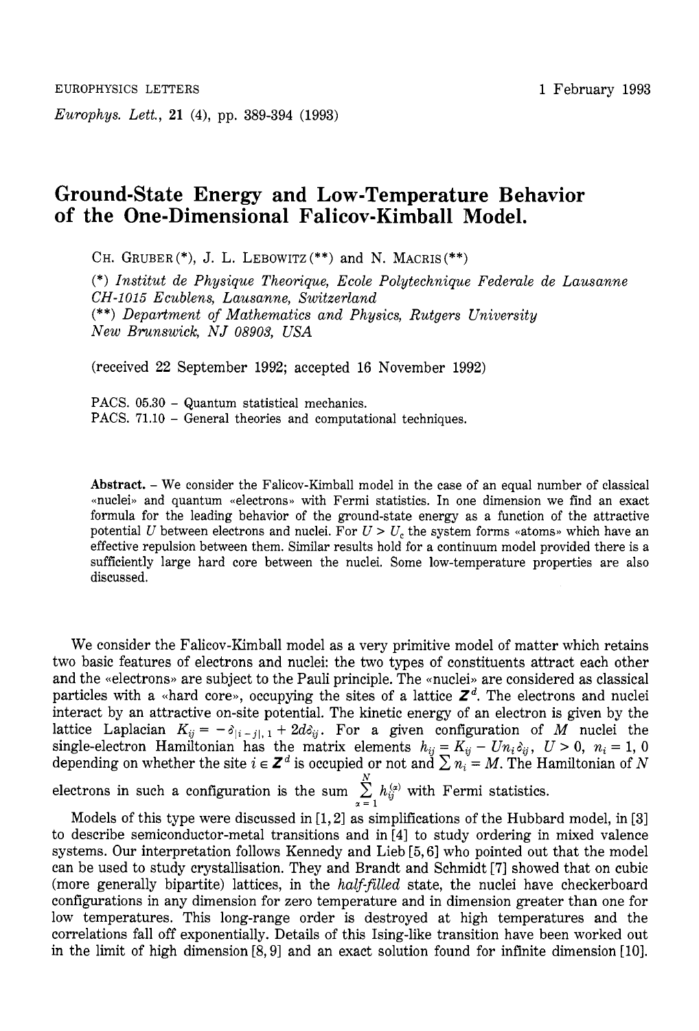# Ground-State Energy and Low-Temperature Behavior of the One-Dimensional Falicov-Kimball Model.

CH. GRUBER(*), J. L. LEBOWITZ(**) and N. MACRIS(**)

(*) *Institut de Physique Theorique, Ecole Polytechnique Federale de Lausanne CH-1015 Ecublens, Lausanne, Switzerland*
(**) *Department of Mathematics and Physics, Rutgers University New Brunswick, NJ 08903, USA*

(received 22 September 1992; accepted 16 November 1992)

PACS. 05.30 – Quantum statistical mechanics.
PACS. 71.10 – General theories and computational techniques.

**Abstract.** – We consider the Falicov-Kimball model in the case of an equal number of classical «nuclei» and quantum «electrons» with Fermi statistics. In one dimension we find an exact formula for the leading behavior of the ground-state energy as a function of the attractive potential $U$ between electrons and nuclei. For $U > U_c$ the system forms «atoms» which have an effective repulsion between them. Similar results hold for a continuum model provided there is a sufficiently large hard core between the nuclei. Some low-temperature properties are also discussed.

We consider the Falicov-Kimball model as a very primitive model of matter which retains two basic features of electrons and nuclei: the two types of constituents attract each other and the «electrons» are subject to the Pauli principle. The «nuclei» are considered as classical particles with a «hard core», occupying the sites of a lattice $\mathbf{Z}^d$. The electrons and nuclei interact by an attractive on-site potential. The kinetic energy of an electron is given by the lattice Laplacian $K_{ij} = -\delta_{|i-j|,1} + 2d\delta_{ij}$. For a given configuration of $M$ nuclei the single-electron Hamiltonian has the matrix elements $h_{ij} = K_{ij} - Un_i\delta_{ij}$, $U > 0$, $n_i = 1, 0$ depending on whether the site $i \in \mathbf{Z}^d$ is occupied or not and $\sum n_i = M$. The Hamiltonian of $N$ electrons in such a configuration is the sum $\sum_{\alpha=1}^{N} h_{ij}^{(\alpha)}$ with Fermi statistics.

Models of this type were discussed in [1, 2] as simplifications of the Hubbard model, in [3] to describe semiconductor-metal transitions and in [4] to study ordering in mixed valence systems. Our interpretation follows Kennedy and Lieb [5, 6] who pointed out that the model can be used to study crystallisation. They and Brandt and Schmidt [7] showed that on cubic (more generally bipartite) lattices, in the *half-filled* state, the nuclei have checkerboard configurations in any dimension for zero temperature and in dimension greater than one for low temperatures. This long-range order is destroyed at high temperatures and the correlations fall off exponentially. Details of this Ising-like transition have been worked out in the limit of high dimension [8, 9] and an exact solution found for infinite dimension [10].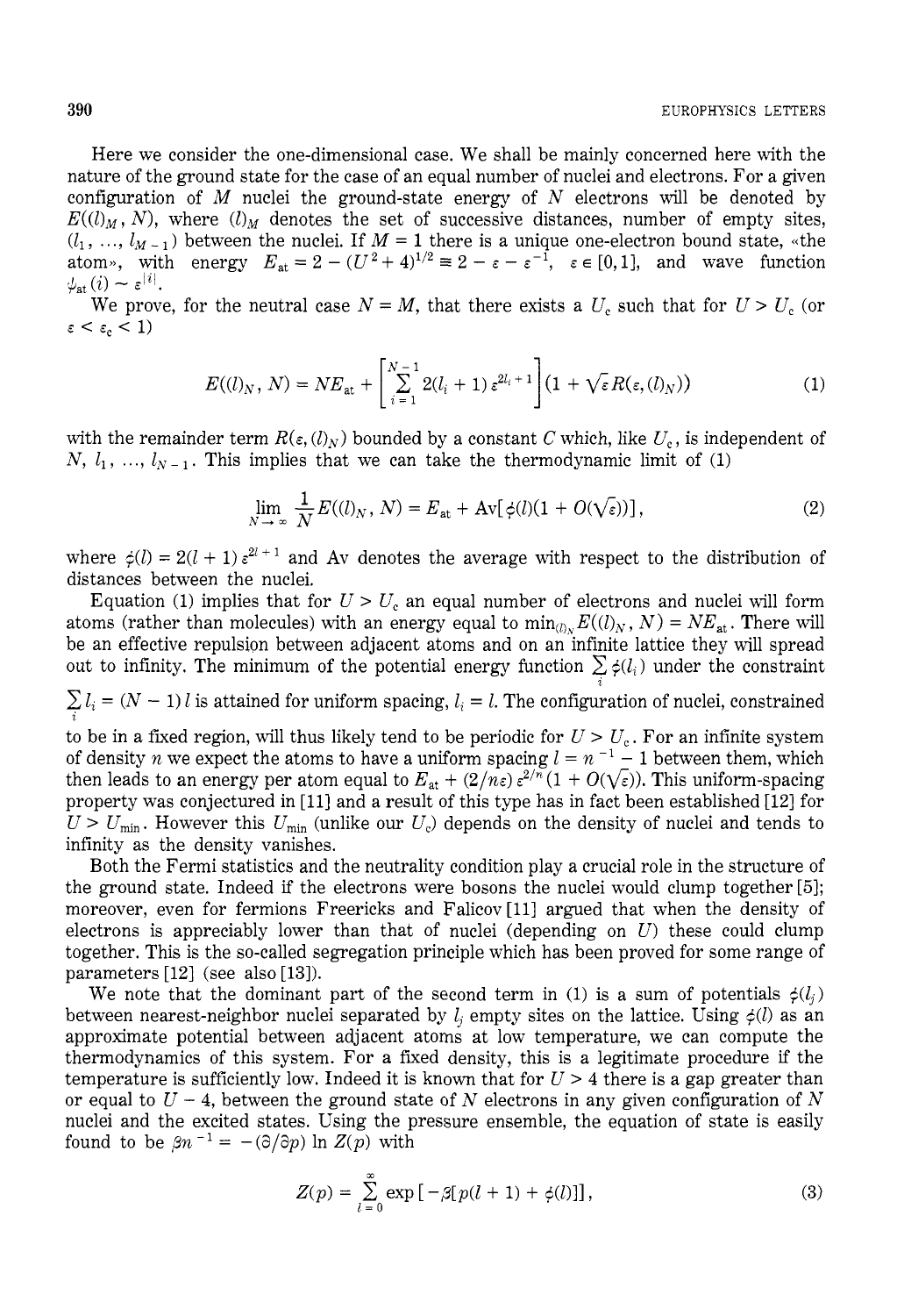Here we consider the one-dimensional case. We shall be mainly concerned here with the nature of the ground state for the case of an equal number of nuclei and electrons. For a given configuration of $M$ nuclei the ground-state energy of $N$ electrons will be denoted by $E((l)_M, N)$, where $(l)_M$ denotes the set of successive distances, number of empty sites, $(l_1, \ldots, l_{M-1})$ between the nuclei. If $M = 1$ there is a unique one-electron bound state, «the atom», with energy $E_{\text{at}} = 2 - (U^2 + 4)^{1/2} \equiv 2 - \varepsilon - \varepsilon^{-1}$, $\varepsilon \in [0, 1]$, and wave function $\psi_{\text{at}}(i) \sim \varepsilon^{|i|}$.

We prove, for the neutral case $N = M$, that there exists a $U_c$ such that for $U > U_c$ (or $\varepsilon < \varepsilon_c < 1$)

$$E((l)_N, N) = NE_{\text{at}} + \left[\sum_{i=1}^{N-1} 2(l_i + 1)\,\varepsilon^{2l_i+1}\right](1 + \sqrt{\varepsilon}\,R(\varepsilon, (l)_N)) \tag{1}$$

with the remainder term $R(\varepsilon, (l)_N)$ bounded by a constant $C$ which, like $U_c$, is independent of $N$, $l_1, \ldots, l_{N-1}$. This implies that we can take the thermodynamic limit of (1)

$$\lim_{N \to \infty} \frac{1}{N} E((l)_N, N) = E_{\text{at}} + \text{Av}[\phi(l)(1 + O(\sqrt{\varepsilon}))], \tag{2}$$

where $\phi(l) = 2(l + 1)\,\varepsilon^{2l+1}$ and Av denotes the average with respect to the distribution of distances between the nuclei.

Equation (1) implies that for $U > U_c$ an equal number of electrons and nuclei will form atoms (rather than molecules) with an energy equal to $\min_{(l)_N} E((l)_N, N) = NE_{\text{at}}$. There will be an effective repulsion between adjacent atoms and on an infinite lattice they will spread out to infinity. The minimum of the potential energy function $\sum_i \phi(l_i)$ under the constraint $\sum_i l_i = (N-1)\,l$ is attained for uniform spacing, $l_i = l$. The configuration of nuclei, constrained to be in a fixed region, will thus likely tend to be periodic for $U > U_c$. For an infinite system of density $n$ we expect the atoms to have a uniform spacing $l = n^{-1} - 1$ between them, which then leads to an energy per atom equal to $E_{\text{at}} + (2/n\varepsilon)\,\varepsilon^{2/n}(1 + O(\sqrt{\varepsilon}))$. This uniform-spacing property was conjectured in [11] and a result of this type has in fact been established [12] for $U > U_{\min}$. However this $U_{\min}$ (unlike our $U_c$) depends on the density of nuclei and tends to infinity as the density vanishes.

Both the Fermi statistics and the neutrality condition play a crucial role in the structure of the ground state. Indeed if the electrons were bosons the nuclei would clump together [5]; moreover, even for fermions Freericks and Falicov [11] argued that when the density of electrons is appreciably lower than that of nuclei (depending on $U$) these could clump together. This is the so-called segregation principle which has been proved for some range of parameters [12] (see also [13]).

We note that the dominant part of the second term in (1) is a sum of potentials $\phi(l_j)$ between nearest-neighbor nuclei separated by $l_j$ empty sites on the lattice. Using $\phi(l)$ as an approximate potential between adjacent atoms at low temperature, we can compute the thermodynamics of this system. For a fixed density, this is a legitimate procedure if the temperature is sufficiently low. Indeed it is known that for $U > 4$ there is a gap greater than or equal to $U - 4$, between the ground state of $N$ electrons in any given configuration of $N$ nuclei and the excited states. Using the pressure ensemble, the equation of state is easily found to be $\beta n^{-1} = -(\partial/\partial p) \ln Z(p)$ with

$$Z(p) = \sum_{l=0}^{\infty} \exp[-\beta[p(l+1) + \phi(l)]], \tag{3}$$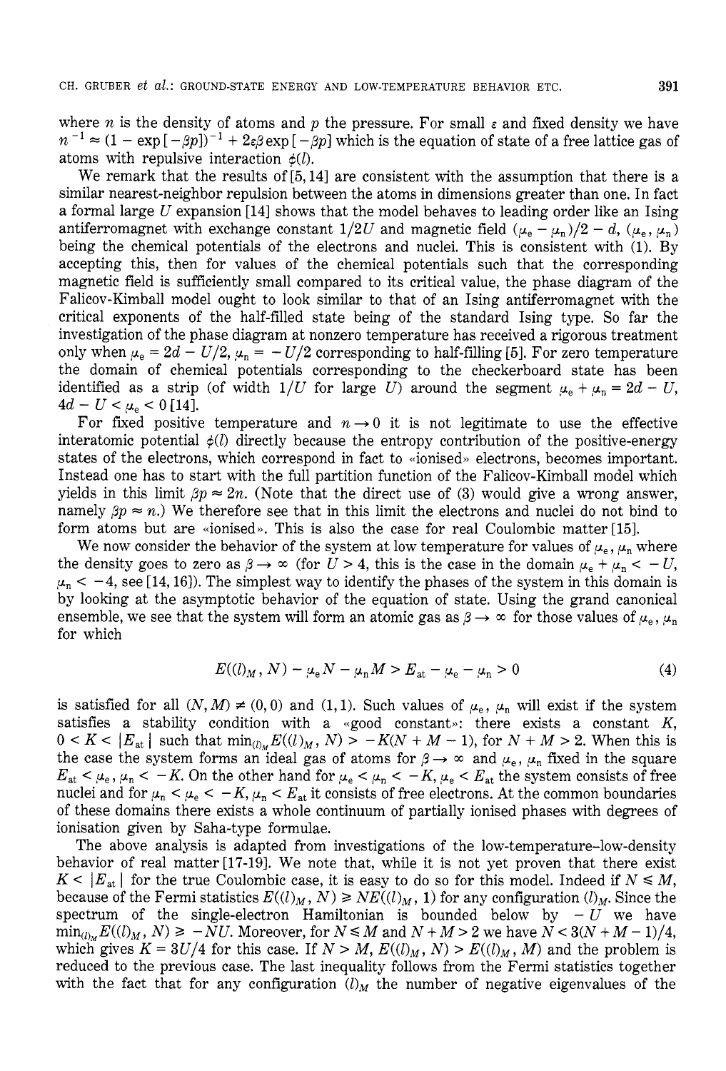where $n$ is the density of atoms and $p$ the pressure. For small $\varepsilon$ and fixed density we have $n^{-1} \approx (1 - \exp[-\beta p])^{-1} + 2\varepsilon\beta \exp[-\beta p]$ which is the equation of state of a free lattice gas of atoms with repulsive interaction $\phi(l)$.

We remark that the results of [5, 14] are consistent with the assumption that there is a similar nearest-neighbor repulsion between the atoms in dimensions greater than one. In fact a formal large $U$ expansion [14] shows that the model behaves to leading order like an Ising antiferromagnet with exchange constant $1/2U$ and magnetic field $(\mu_e - \mu_n)/2 - d$, $(\mu_e, \mu_n)$ being the chemical potentials of the electrons and nuclei. This is consistent with (1). By accepting this, then for values of the chemical potentials such that the corresponding magnetic field is sufficiently small compared to its critical value, the phase diagram of the Falicov-Kimball model ought to look similar to that of an Ising antiferromagnet with the critical exponents of the half-filled state being of the standard Ising type. So far the investigation of the phase diagram at nonzero temperature has received a rigorous treatment only when $\mu_e = 2d - U/2$, $\mu_n = -U/2$ corresponding to half-filling [5]. For zero temperature the domain of chemical potentials corresponding to the checkerboard state has been identified as a strip (of width $1/U$ for large $U$) around the segment $\mu_e + \mu_n = 2d - U$, $4d - U < \mu_e < 0$ [14].

For fixed positive temperature and $n \to 0$ it is not legitimate to use the effective interatomic potential $\phi(l)$ directly because the entropy contribution of the positive-energy states of the electrons, which correspond in fact to «ionised» electrons, becomes important. Instead one has to start with the full partition function of the Falicov-Kimball model which yields in this limit $\beta p \approx 2n$. (Note that the direct use of (3) would give a wrong answer, namely $\beta p \approx n$.) We therefore see that in this limit the electrons and nuclei do not bind to form atoms but are «ionised». This is also the case for real Coulombic matter [15].

We now consider the behavior of the system at low temperature for values of $\mu_e$, $\mu_n$ where the density goes to zero as $\beta \to \infty$ (for $U > 4$, this is the case in the domain $\mu_e + \mu_n < -U$, $\mu_n < -4$, see [14, 16]). The simplest way to identify the phases of the system in this domain is by looking at the asymptotic behavior of the equation of state. Using the grand canonical ensemble, we see that the system will form an atomic gas as $\beta \to \infty$ for those values of $\mu_e$, $\mu_n$ for which

$$E((l)_M, N) - \mu_e N - \mu_n M > E_{at} - \mu_e - \mu_n > 0 \tag{4}$$

is satisfied for all $(N, M) \neq (0, 0)$ and $(1, 1)$. Such values of $\mu_e$, $\mu_n$ will exist if the system satisfies a stability condition with a «good constant»: there exists a constant $K$, $0 < K < |E_{at}|$ such that $\min_{(l)_M} E((l)_M, N) > -K(N + M - 1)$, for $N + M > 2$. When this is the case the system forms an ideal gas of atoms for $\beta \to \infty$ and $\mu_e$, $\mu_n$ fixed in the square $E_{at} < \mu_e, \mu_n < -K$. On the other hand for $\mu_e < \mu_n < -K$, $\mu_e < E_{at}$ the system consists of free nuclei and for $\mu_n < \mu_e < -K$, $\mu_n < E_{at}$ it consists of free electrons. At the common boundaries of these domains there exists a whole continuum of partially ionised phases with degrees of ionisation given by Saha-type formulae.

The above analysis is adapted from investigations of the low-temperature–low-density behavior of real matter [17-19]. We note that, while it is not yet proven that there exist $K < |E_{at}|$ for the true Coulombic case, it is easy to do so for this model. Indeed if $N \leq M$, because of the Fermi statistics $E((l)_M, N) \geq NE((l)_M, 1)$ for any configuration $(l)_M$. Since the spectrum of the single-electron Hamiltonian is bounded below by $-U$ we have $\min_{(l)_M} E((l)_M, N) \geq -NU$. Moreover, for $N \leq M$ and $N + M > 2$ we have $N < 3(N + M - 1)/4$, which gives $K = 3U/4$ for this case. If $N > M$, $E((l)_M, N) > E((l)_M, M)$ and the problem is reduced to the previous case. The last inequality follows from the Fermi statistics together with the fact that for any configuration $(l)_M$ the number of negative eigenvalues of the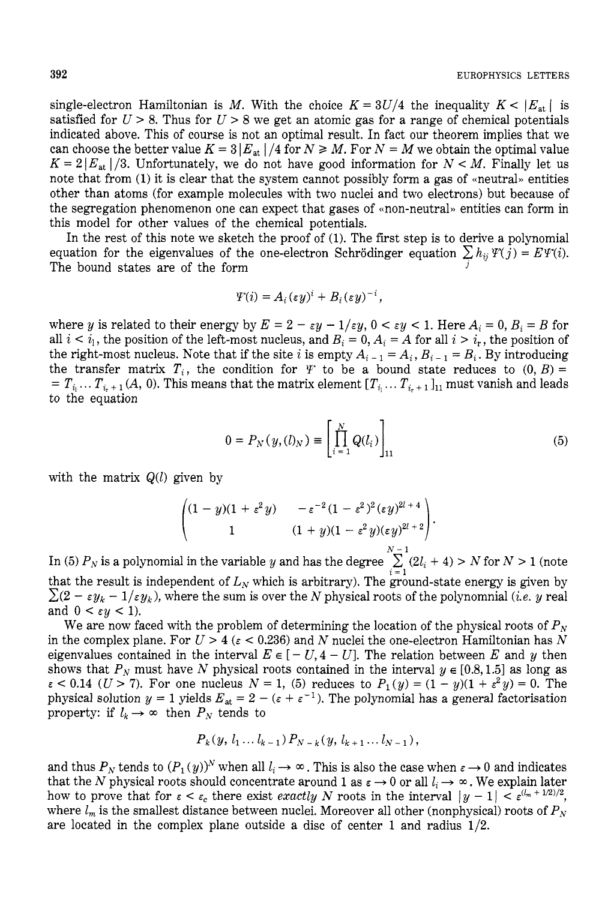single-electron Hamiltonian is $M$. With the choice $K = 3U/4$ the inequality $K < |E_{at}|$ is satisfied for $U > 8$. Thus for $U > 8$ we get an atomic gas for a range of chemical potentials indicated above. This of course is not an optimal result. In fact our theorem implies that we can choose the better value $K = 3|E_{at}|/4$ for $N \geq M$. For $N = M$ we obtain the optimal value $K = 2|E_{at}|/3$. Unfortunately, we do not have good information for $N < M$. Finally let us note that from (1) it is clear that the system cannot possibly form a gas of «neutral» entities other than atoms (for example molecules with two nuclei and two electrons) but because of the segregation phenomenon one can expect that gases of «non-neutral» entities can form in this model for other values of the chemical potentials.

In the rest of this note we sketch the proof of (1). The first step is to derive a polynomial equation for the eigenvalues of the one-electron Schrödinger equation $\sum_j h_{ij} \Psi(j) = E\Psi(i)$. The bound states are of the form

$$\Psi(i) = A_i (\varepsilon y)^i + B_i (\varepsilon y)^{-i},$$

where $y$ is related to their energy by $E = 2 - \varepsilon y - 1/\varepsilon y$, $0 < \varepsilon y < 1$. Here $A_i = 0$, $B_i = B$ for all $i < i_1$, the position of the left-most nucleus, and $B_i = 0$, $A_i = A$ for all $i > i_r$, the position of the right-most nucleus. Note that if the site $i$ is empty $A_{i-1} = A_i$, $B_{i-1} = B_i$. By introducing the transfer matrix $T_i$, the condition for $\Psi$ to be a bound state reduces to $(0, B) = T_{i_1} \dots T_{i_r+1} (A, 0)$. This means that the matrix element $[T_{i_1} \dots T_{i_r+1}]_{11}$ must vanish and leads to the equation

$$0 = P_N(y, (l)_N) \equiv \left[ \prod_{i=1}^{N} Q(l_i) \right]_{11} \tag{5}$$

with the matrix $Q(l)$ given by

$$\begin{pmatrix} (1-y)(1+\varepsilon^2 y) & -\varepsilon^{-2}(1-\varepsilon^2)^2 (\varepsilon y)^{2l+4} \\ 1 & (1+y)(1-\varepsilon^2 y)(\varepsilon y)^{2l+2} \end{pmatrix}.$$

In (5) $P_N$ is a polynomial in the variable $y$ and has the degree $\sum_{i=1}^{N-1} (2l_i + 4) > N$ for $N > 1$ (note that the result is independent of $L_N$ which is arbitrary). The ground-state energy is given by $\sum (2 - \varepsilon y_k - 1/\varepsilon y_k)$, where the sum is over the $N$ physical roots of the polynomnial (*i.e.* $y$ real and $0 < \varepsilon y < 1$).

We are now faced with the problem of determining the location of the physical roots of $P_N$ in the complex plane. For $U > 4$ ($\varepsilon < 0.236$) and $N$ nuclei the one-electron Hamiltonian has $N$ eigenvalues contained in the interval $E \in [-U, 4 - U]$. The relation between $E$ and $y$ then shows that $P_N$ must have $N$ physical roots contained in the interval $y \in [0.8, 1.5]$ as long as $\varepsilon < 0.14$ ($U > 7$). For one nucleus $N = 1$, (5) reduces to $P_1(y) = (1-y)(1+\varepsilon^2 y) = 0$. The physical solution $y = 1$ yields $E_{at} = 2 - (\varepsilon + \varepsilon^{-1})$. The polynomial has a general factorisation property: if $l_k \to \infty$ then $P_N$ tends to

$$P_k(y, l_1 \dots l_{k-1}) P_{N-k}(y, l_{k+1} \dots l_{N-1}),$$

and thus $P_N$ tends to $(P_1(y))^N$ when all $l_i \to \infty$. This is also the case when $\varepsilon \to 0$ and indicates that the $N$ physical roots should concentrate around 1 as $\varepsilon \to 0$ or all $l_i \to \infty$. We explain later how to prove that for $\varepsilon < \varepsilon_c$ there exist *exactly* $N$ roots in the interval $|y - 1| < \varepsilon^{(l_m + 1/2)/2}$, where $l_m$ is the smallest distance between nuclei. Moreover all other (nonphysical) roots of $P_N$ are located in the complex plane outside a disc of center 1 and radius 1/2.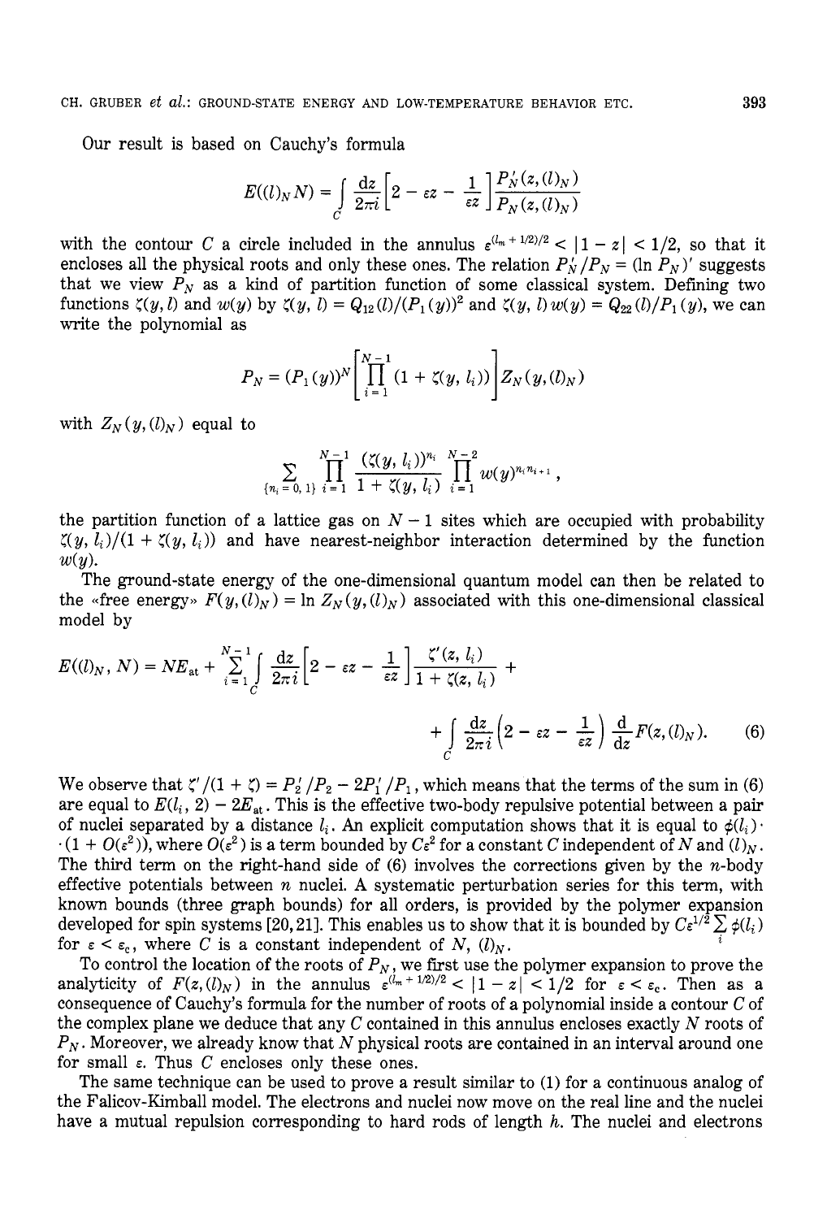Our result is based on Cauchy's formula

$$E((l)_N N) = \int_C \frac{dz}{2\pi i}\left[2 - \varepsilon z - \frac{1}{\varepsilon z}\right]\frac{P_N'(z,(l)_N)}{P_N(z,(l)_N)}$$

with the contour $C$ a circle included in the annulus $\varepsilon^{(l_m + 1/2)/2} < |1 - z| < 1/2$, so that it encloses all the physical roots and only these ones. The relation $P_N'/P_N = (\ln P_N)'$ suggests that we view $P_N$ as a kind of partition function of some classical system. Defining two functions $\zeta(y, l)$ and $w(y)$ by $\zeta(y, l) = Q_{12}(l)/(P_1(y))^2$ and $\zeta(y, l)\, w(y) = Q_{22}(l)/P_1(y)$, we can write the polynomial as

$$P_N = (P_1(y))^N \left[\prod_{i=1}^{N-1}(1 + \zeta(y, l_i))\right] Z_N(y, (l)_N)$$

with $Z_N(y, (l)_N)$ equal to

$$\sum_{\{n_i = 0, 1\}} \prod_{i=1}^{N-1} \frac{(\zeta(y, l_i))^{n_i}}{1 + \zeta(y, l_i)} \prod_{i=1}^{N-2} w(y)^{n_i n_{i+1}},$$

the partition function of a lattice gas on $N - 1$ sites which are occupied with probability $\zeta(y, l_i)/(1 + \zeta(y, l_i))$ and have nearest-neighbor interaction determined by the function $w(y)$.

The ground-state energy of the one-dimensional quantum model can then be related to the «free energy» $F(y, (l)_N) = \ln Z_N(y, (l)_N)$ associated with this one-dimensional classical model by

$$E((l)_N, N) = NE_{\mathrm{at}} + \sum_{i=1}^{N-1} \int_C \frac{dz}{2\pi i}\left[2 - \varepsilon z - \frac{1}{\varepsilon z}\right]\frac{\zeta'(z, l_i)}{1 + \zeta(z, l_i)} + \int_C \frac{dz}{2\pi i}\left(2 - \varepsilon z - \frac{1}{\varepsilon z}\right)\frac{d}{dz}F(z, (l)_N). \tag{6}$$

We observe that $\zeta'/(1 + \zeta) = P_2'/P_2 - 2P_1'/P_1$, which means that the terms of the sum in (6) are equal to $E(l_i, 2) - 2E_{\mathrm{at}}$. This is the effective two-body repulsive potential between a pair of nuclei separated by a distance $l_i$. An explicit computation shows that it is equal to $\phi(l_i) \cdot (1 + O(\varepsilon^2))$, where $O(\varepsilon^2)$ is a term bounded by $C\varepsilon^2$ for a constant $C$ independent of $N$ and $(l)_N$. The third term on the right-hand side of (6) involves the corrections given by the $n$-body effective potentials between $n$ nuclei. A systematic perturbation series for this term, with known bounds (three graph bounds) for all orders, is provided by the polymer expansion developed for spin systems [20, 21]. This enables us to show that it is bounded by $C\varepsilon^{1/2} \sum_i \phi(l_i)$ for $\varepsilon < \varepsilon_c$, where $C$ is a constant independent of $N$, $(l)_N$.

To control the location of the roots of $P_N$, we first use the polymer expansion to prove the analyticity of $F(z, (l)_N)$ in the annulus $\varepsilon^{(l_m + 1/2)/2} < |1 - z| < 1/2$ for $\varepsilon < \varepsilon_c$. Then as a consequence of Cauchy's formula for the number of roots of a polynomial inside a contour $C$ of the complex plane we deduce that any $C$ contained in this annulus encloses exactly $N$ roots of $P_N$. Moreover, we already know that $N$ physical roots are contained in an interval around one for small $\varepsilon$. Thus $C$ encloses only these ones.

The same technique can be used to prove a result similar to (1) for a continuous analog of the Falicov-Kimball model. The electrons and nuclei now move on the real line and the nuclei have a mutual repulsion corresponding to hard rods of length $h$. The nuclei and electrons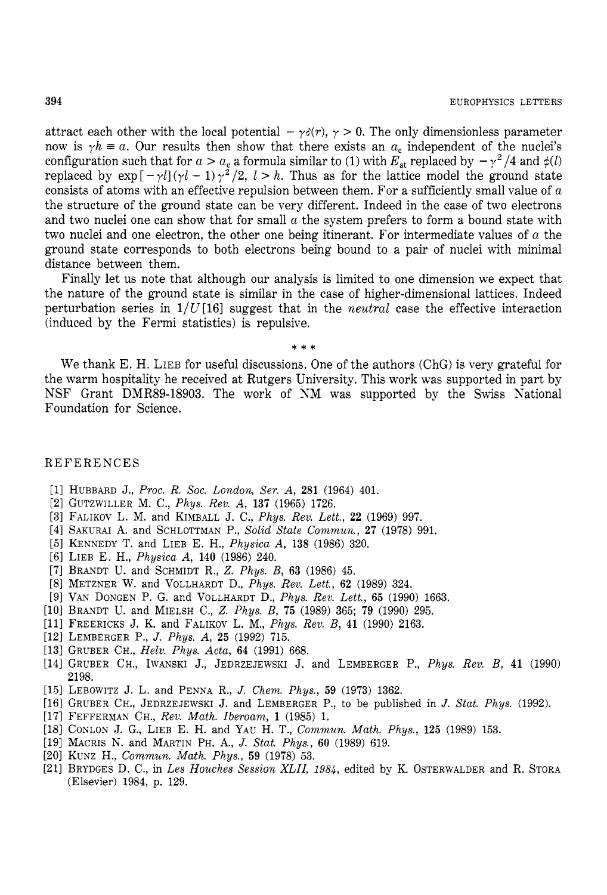attract each other with the local potential $-\gamma\delta(r)$, $\gamma > 0$. The only dimensionless parameter now is $\gamma h \equiv a$. Our results then show that there exists an $a_c$ independent of the nuclei's configuration such that for $a > a_c$ a formula similar to (1) with $E_{at}$ replaced by $-\gamma^2/4$ and $\phi(l)$ replaced by $\exp[-\gamma l](\gamma l - 1)\gamma^2/2$, $l > h$. Thus as for the lattice model the ground state consists of atoms with an effective repulsion between them. For a sufficiently small value of $a$ the structure of the ground state can be very different. Indeed in the case of two electrons and two nuclei one can show that for small $a$ the system prefers to form a bound state with two nuclei and one electron, the other one being itinerant. For intermediate values of $a$ the ground state corresponds to both electrons being bound to a pair of nuclei with minimal distance between them.

Finally let us note that although our analysis is limited to one dimension we expect that the nature of the ground state is similar in the case of higher-dimensional lattices. Indeed perturbation series in $1/U$ [16] suggest that in the *neutral* case the effective interaction (induced by the Fermi statistics) is repulsive.

\* \* \*

We thank E. H. LIEB for useful discussions. One of the authors (ChG) is very grateful for the warm hospitality he received at Rutgers University. This work was supported in part by NSF Grant DMR89-18903. The work of NM was supported by the Swiss National Foundation for Science.

## REFERENCES

[1] HUBBARD J., *Proc. R. Soc. London, Ser. A*, **281** (1964) 401.
[2] GUTZWILLER M. C., *Phys. Rev. A*, **137** (1965) 1726.
[3] FALIKOV L. M. and KIMBALL J. C., *Phys. Rev. Lett.*, **22** (1969) 997.
[4] SAKURAI A. and SCHLOTTMAN P., *Solid State Commun.*, **27** (1978) 991.
[5] KENNEDY T. and LIEB E. H., *Physica A*, **138** (1986) 320.
[6] LIEB E. H., *Physica A*, **140** (1986) 240.
[7] BRANDT U. and SCHMIDT R., *Z. Phys. B*, **63** (1986) 45.
[8] METZNER W. and VOLLHARDT D., *Phys. Rev. Lett.*, **62** (1989) 324.
[9] VAN DONGEN P. G. and VOLLHARDT D., *Phys. Rev. Lett.*, **65** (1990) 1663.
[10] BRANDT U. and MIELSH C., *Z. Phys. B*, **75** (1989) 365; **79** (1990) 295.
[11] FREERICKS J. K. and FALIKOV L. M., *Phys. Rev. B*, **41** (1990) 2163.
[12] LEMBERGER P., *J. Phys. A*, **25** (1992) 715.
[13] GRUBER CH., *Helv. Phys. Acta*, **64** (1991) 668.
[14] GRUBER CH., IWANSKI J., JEDRZEJEWSKI J. and LEMBERGER P., *Phys. Rev. B*, **41** (1990) 2198.
[15] LEBOWITZ J. L. and PENNA R., *J. Chem. Phys.*, **59** (1973) 1362.
[16] GRUBER CH., JEDRZEJEWSKI J. and LEMBERGER P., to be published in *J. Stat. Phys.* (1992).
[17] FEFFERMAN CH., *Rev. Math. Iberoam*, **1** (1985) 1.
[18] CONLON J. G., LIEB E. H. and YAU H. T., *Commun. Math. Phys.*, **125** (1989) 153.
[19] MACRIS N. and MARTIN PH. A., *J. Stat. Phys.*, **60** (1989) 619.
[20] KUNZ H., *Commun. Math. Phys.*, **59** (1978) 53.
[21] BRYDGES D. C., in *Les Houches Session XLII, 1984*, edited by K. OSTERWALDER and R. STORA (Elsevier) 1984, p. 129.